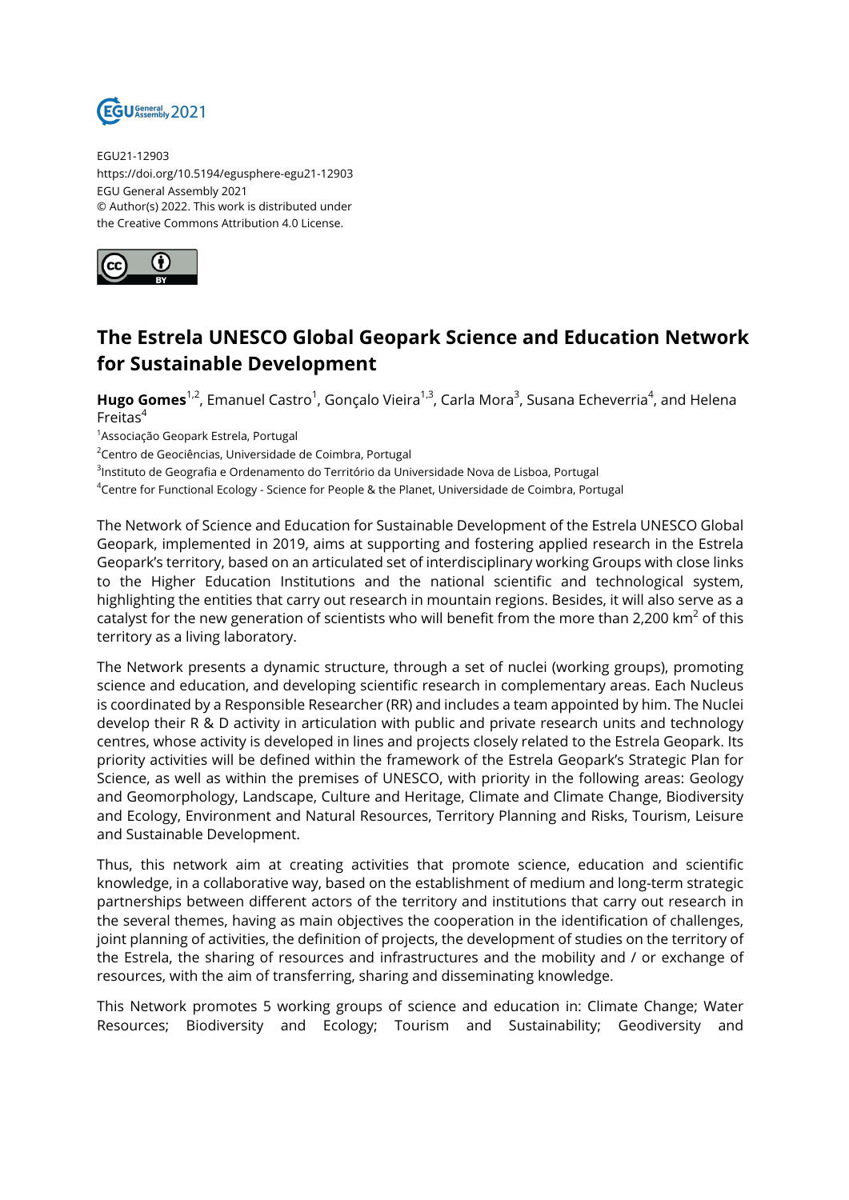EGU21-12903
https://doi.org/10.5194/egusphere-egu21-12903
EGU General Assembly 2021
© Author(s) 2022. This work is distributed under
the Creative Commons Attribution 4.0 License.

# The Estrela UNESCO Global Geopark Science and Education Network for Sustainable Development

**Hugo Gomes**[1,2], Emanuel Castro[1], Gonçalo Vieira[1,3], Carla Mora[3], Susana Echeverria[4], and Helena Freitas[4]

[1]Associação Geopark Estrela, Portugal
[2]Centro de Geociências, Universidade de Coimbra, Portugal
[3]Instituto de Geografia e Ordenamento do Território da Universidade Nova de Lisboa, Portugal
[4]Centre for Functional Ecology - Science for People & the Planet, Universidade de Coimbra, Portugal

The Network of Science and Education for Sustainable Development of the Estrela UNESCO Global Geopark, implemented in 2019, aims at supporting and fostering applied research in the Estrela Geopark's territory, based on an articulated set of interdisciplinary working Groups with close links to the Higher Education Institutions and the national scientific and technological system, highlighting the entities that carry out research in mountain regions. Besides, it will also serve as a catalyst for the new generation of scientists who will benefit from the more than 2,200 km$^2$ of this territory as a living laboratory.

The Network presents a dynamic structure, through a set of nuclei (working groups), promoting science and education, and developing scientific research in complementary areas. Each Nucleus is coordinated by a Responsible Researcher (RR) and includes a team appointed by him. The Nuclei develop their R & D activity in articulation with public and private research units and technology centres, whose activity is developed in lines and projects closely related to the Estrela Geopark. Its priority activities will be defined within the framework of the Estrela Geopark's Strategic Plan for Science, as well as within the premises of UNESCO, with priority in the following areas: Geology and Geomorphology, Landscape, Culture and Heritage, Climate and Climate Change, Biodiversity and Ecology, Environment and Natural Resources, Territory Planning and Risks, Tourism, Leisure and Sustainable Development.

Thus, this network aim at creating activities that promote science, education and scientific knowledge, in a collaborative way, based on the establishment of medium and long-term strategic partnerships between different actors of the territory and institutions that carry out research in the several themes, having as main objectives the cooperation in the identification of challenges, joint planning of activities, the definition of projects, the development of studies on the territory of the Estrela, the sharing of resources and infrastructures and the mobility and / or exchange of resources, with the aim of transferring, sharing and disseminating knowledge.

This Network promotes 5 working groups of science and education in: Climate Change; Water Resources; Biodiversity and Ecology; Tourism and Sustainability; Geodiversity and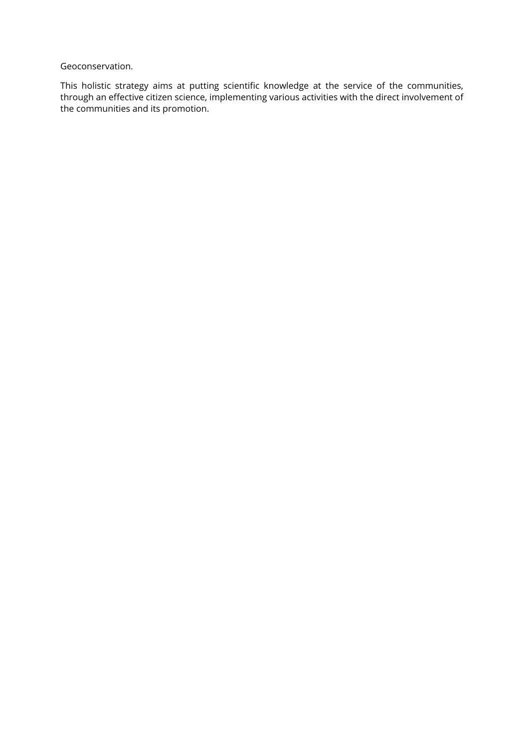Geoconservation.

This holistic strategy aims at putting scientific knowledge at the service of the communities, through an effective citizen science, implementing various activities with the direct involvement of the communities and its promotion.